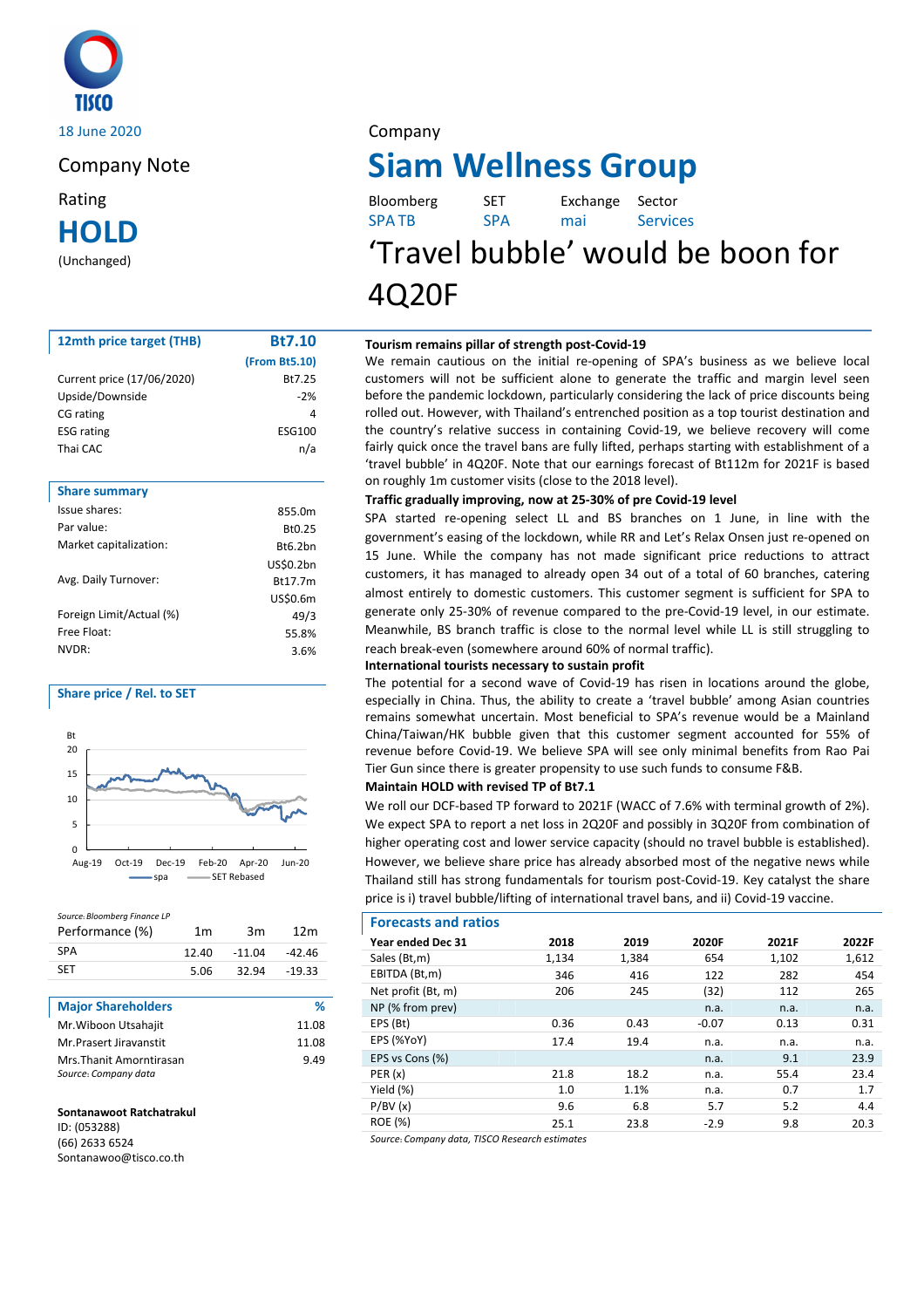TISCO

18 June 2020

Company Note

Rating

# HOLD

(Unchanged)

| 12mth price target (THB) | Bt7.10 |
|---|---|
| | (From Bt5.10) |
| Current price (17/06/2020) | Bt7.25 |
| Upside/Downside | -2% |
| CG rating | 4 |
| ESG rating | ESG100 |
| Thai CAC | n/a |

| Share summary | |
|---|---|
| Issue shares: | 855.0m |
| Par value: | Bt0.25 |
| Market capitalization: | Bt6.2bn |
| | US$0.2bn |
| Avg. Daily Turnover: | Bt17.7m |
| | US$0.6m |
| Foreign Limit/Actual (%) | 49/3 |
| Free Float: | 55.8% |
| NVDR: | 3.6% |

**Share price / Rel. to SET**

*Source: Bloomberg Finance LP*

| Performance (%) | 1m | 3m | 12m |
|---|---|---|---|
| SPA | 12.40 | -11.04 | -42.46 |
| SET | 5.06 | 32.94 | -19.33 |

| Major Shareholders | % |
|---|---|
| Mr.Wiboon Utsahajit | 11.08 |
| Mr.Prasert Jiravanstit | 11.08 |
| Mrs.Thanit Amorntirasan | 9.49 |

*Source: Company data*

**Sontanawoot Ratchatrakul**
ID: (053288)
(66) 2633 6524
Sontanawoo@tisco.co.th

Company

# Siam Wellness Group

| Bloomberg | SET | Exchange | Sector |
|---|---|---|---|
| SPA TB | SPA | mai | Services |

## 'Travel bubble' would be boon for 4Q20F

**Tourism remains pillar of strength post-Covid-19**

We remain cautious on the initial re-opening of SPA's business as we believe local customers will not be sufficient alone to generate the traffic and margin level seen before the pandemic lockdown, particularly considering the lack of price discounts being rolled out. However, with Thailand's entrenched position as a top tourist destination and the country's relative success in containing Covid-19, we believe recovery will come fairly quick once the travel bans are fully lifted, perhaps starting with establishment of a 'travel bubble' in 4Q20F. Note that our earnings forecast of Bt112m for 2021F is based on roughly 1m customer visits (close to the 2018 level).

**Traffic gradually improving, now at 25-30% of pre Covid-19 level**

SPA started re-opening select LL and BS branches on 1 June, in line with the government's easing of the lockdown, while RR and Let's Relax Onsen just re-opened on 15 June. While the company has not made significant price reductions to attract customers, it has managed to already open 34 out of a total of 60 branches, catering almost entirely to domestic customers. This customer segment is sufficient for SPA to generate only 25-30% of revenue compared to the pre-Covid-19 level, in our estimate. Meanwhile, BS branch traffic is close to the normal level while LL is still struggling to reach break-even (somewhere around 60% of normal traffic).

**International tourists necessary to sustain profit**

The potential for a second wave of Covid-19 has risen in locations around the globe, especially in China. Thus, the ability to create a 'travel bubble' among Asian countries remains somewhat uncertain. Most beneficial to SPA's revenue would be a Mainland China/Taiwan/HK bubble given that this customer segment accounted for 55% of revenue before Covid-19. We believe SPA will see only minimal benefits from Rao Pai Tier Gun since there is greater propensity to use such funds to consume F&B.

**Maintain HOLD with revised TP of Bt7.1**

We roll our DCF-based TP forward to 2021F (WACC of 7.6% with terminal growth of 2%). We expect SPA to report a net loss in 2Q20F and possibly in 3Q20F from combination of higher operating cost and lower service capacity (should no travel bubble is established). However, we believe share price has already absorbed most of the negative news while Thailand still has strong fundamentals for tourism post-Covid-19. Key catalyst the share price is i) travel bubble/lifting of international travel bans, and ii) Covid-19 vaccine.

**Forecasts and ratios**

| Year ended Dec 31 | 2018 | 2019 | 2020F | 2021F | 2022F |
|---|---|---|---|---|---|
| Sales (Bt,m) | 1,134 | 1,384 | 654 | 1,102 | 1,612 |
| EBITDA (Bt,m) | 346 | 416 | 122 | 282 | 454 |
| Net profit (Bt, m) | 206 | 245 | (32) | 112 | 265 |
| NP (% from prev) | | | n.a. | n.a. | n.a. |
| EPS (Bt) | 0.36 | 0.43 | -0.07 | 0.13 | 0.31 |
| EPS (%YoY) | 17.4 | 19.4 | n.a. | n.a. | n.a. |
| EPS vs Cons (%) | | | n.a. | 9.1 | 23.9 |
| PER (x) | 21.8 | 18.2 | n.a. | 55.4 | 23.4 |
| Yield (%) | 1.0 | 1.1% | n.a. | 0.7 | 1.7 |
| P/BV (x) | 9.6 | 6.8 | 5.7 | 5.2 | 4.4 |
| ROE (%) | 25.1 | 23.8 | -2.9 | 9.8 | 20.3 |

*Source: Company data, TISCO Research estimates*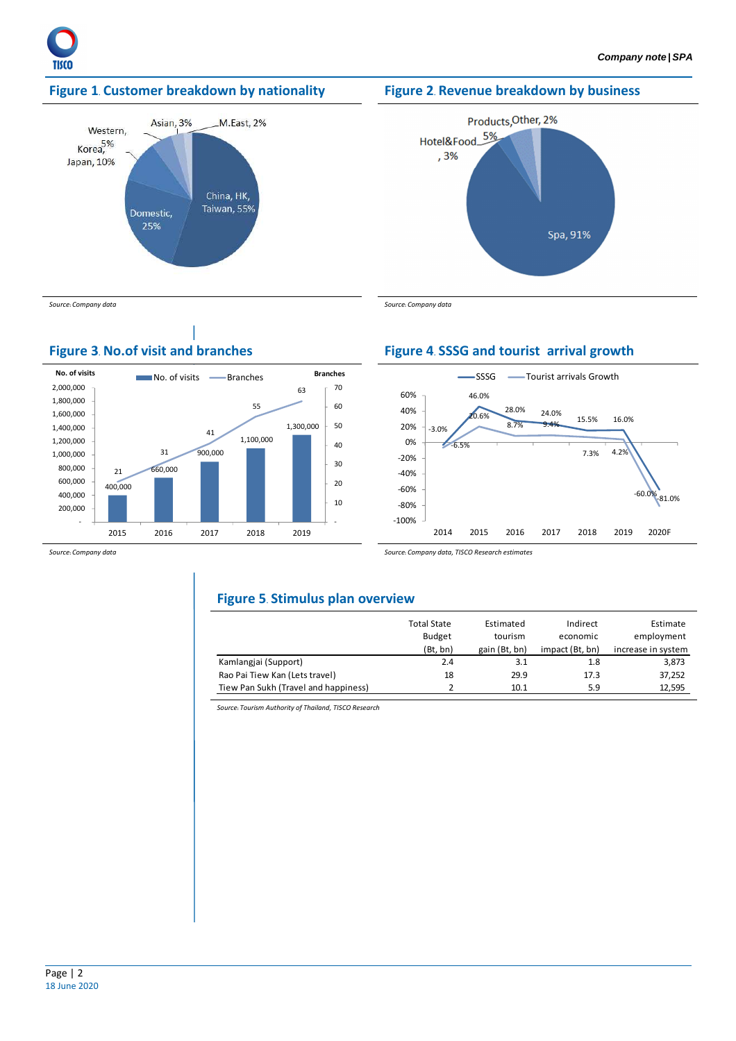## Figure 1. Customer breakdown by nationality

Source: Company data

## Figure 2. Revenue breakdown by business

Source: Company data

## Figure 3. No.of visit and branches

Source: Company data

## Figure 4. SSSG and tourist arrival growth

Source: Company data, TISCO Research estimates

## Figure 5. Stimulus plan overview

| | Total State Budget (Bt, bn) | Estimated tourism gain (Bt, bn) | Indirect economic impact (Bt, bn) | Estimate employment increase in system |
|---|---|---|---|---|
| Kamlangjai (Support) | 2.4 | 3.1 | 1.8 | 3,873 |
| Rao Pai Tiew Kan (Lets travel) | 18 | 29.9 | 17.3 | 37,252 |
| Tiew Pan Sukh (Travel and happiness) | 2 | 10.1 | 5.9 | 12,595 |

Source: Tourism Authority of Thailand, TISCO Research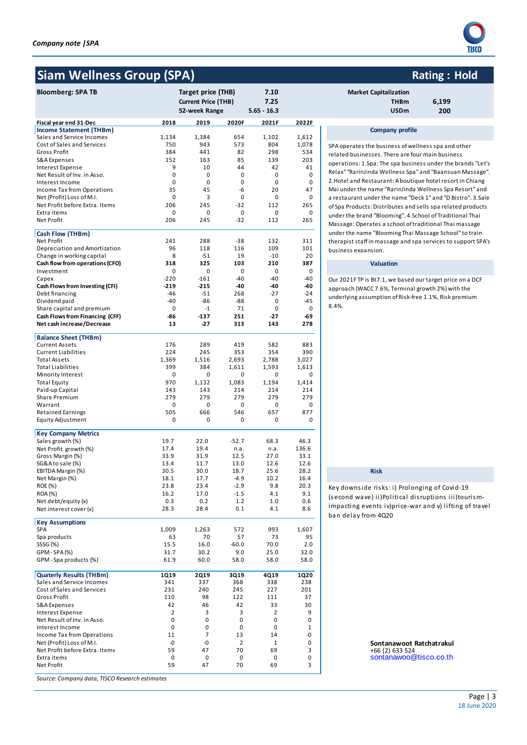# Siam Wellness Group (SPA)

**Rating : Hold**

| Bloomberg: SPA TB | | |
|---|---|---|
| Target price (THB) | 7.10 | |
| Current Price (THB) | 7.25 | |
| 52-week Range | 5.65 - 16.3 | |

| Market Capitalization | |
|---|---|
| THBm | 6,199 |
| USDm | 200 |

| Fiscal year end 31-Dec | 2018 | 2019 | 2020F | 2021F | 2022F |
|---|---|---|---|---|---|
| **Income Statement (THBm)** | | | | | |
| Sales and Service Incomes | 1,134 | 1,384 | 654 | 1,102 | 1,612 |
| Cost of Sales and Services | 750 | 943 | 573 | 804 | 1,078 |
| Gross Profit | 384 | 441 | 82 | 298 | 534 |
| S&A Expenses | 152 | 163 | 85 | 139 | 203 |
| Interest Expense | 9 | 10 | 44 | 42 | 41 |
| Net Result of Inv. in Asso. | 0 | 0 | 0 | 0 | 0 |
| Interest Income | 0 | 0 | 0 | 0 | 0 |
| Income Tax from Operations | 35 | 45 | -6 | 20 | 47 |
| Net (Profit) Loss of M.I. | 0 | 3 | 0 | 0 | 0 |
| Net Profit before Extra. Items | 206 | 245 | -32 | 112 | 265 |
| Extra items | 0 | 0 | 0 | 0 | 0 |
| Net Profit | 206 | 245 | -32 | 112 | 265 |
| **Cash Flow (THBm)** | | | | | |
| Net Profit | 241 | 288 | -38 | 132 | 311 |
| Depreciation and Amortization | 96 | 118 | 116 | 109 | 101 |
| Change in working capital | 8 | -51 | 19 | -10 | 20 |
| **Cash flow from operations (CFO)** | **318** | **325** | **103** | **210** | **387** |
| Investment | 0 | 0 | 0 | 0 | 0 |
| Capex | -220 | -161 | -40 | -40 | -40 |
| **Cash Flows from Investing (CFI)** | **-219** | **-215** | **-40** | **-40** | **-40** |
| Debt financing | -46 | -51 | 268 | -27 | -24 |
| Dividend paid | -40 | -86 | -88 | 0 | -45 |
| Share capital and premium | 0 | -1 | 71 | 0 | 0 |
| **Cash Flows from Financing (CFF)** | **-86** | **-137** | **251** | **-27** | **-69** |
| **Net cash increase/Decrease** | **13** | **-27** | **313** | **143** | **278** |
| **Balance Sheet (THBm)** | | | | | |
| Current Assets | 176 | 289 | 419 | 582 | 883 |
| Current Liabilities | 224 | 245 | 353 | 354 | 390 |
| Total Assets | 1,369 | 1,516 | 2,693 | 2,788 | 3,027 |
| Total Liabilities | 399 | 384 | 1,611 | 1,593 | 1,613 |
| Minority Interest | 0 | 0 | 0 | 0 | 0 |
| Total Equity | 970 | 1,132 | 1,083 | 1,194 | 1,414 |
| Paid-up Capital | 143 | 143 | 214 | 214 | 214 |
| Share Premium | 279 | 279 | 279 | 279 | 279 |
| Warrant | 0 | 0 | 0 | 0 | 0 |
| Retained Earnings | 505 | 666 | 546 | 657 | 877 |
| Equity Adjustment | 0 | 0 | 0 | 0 | 0 |
| **Key Company Metrics** | | | | | |
| Sales growth (%) | 19.7 | 22.0 | -52.7 | 68.3 | 46.3 |
| Net Profit growth (%) | 17.4 | 19.4 | n.a. | n.a. | 136.6 |
| Gross Margin (%) | 33.9 | 31.9 | 12.5 | 27.0 | 33.1 |
| SG&A to sale (%) | 13.4 | 11.7 | 13.0 | 12.6 | 12.6 |
| EBITDA Margin (%) | 30.5 | 30.0 | 18.7 | 25.6 | 28.2 |
| Net Margin (%) | 18.1 | 17.7 | -4.9 | 10.2 | 16.4 |
| ROE (%) | 23.8 | 23.4 | -2.9 | 9.8 | 20.3 |
| ROA (%) | 16.2 | 17.0 | -1.5 | 4.1 | 9.1 |
| Net debt/equity (x) | 0.3 | 0.2 | 1.2 | 1.0 | 0.6 |
| Net interest cover (x) | 28.3 | 28.4 | 0.1 | 4.1 | 8.6 |
| **Key Assumptions** | | | | | |
| SPA | 1,009 | 1,263 | 572 | 993 | 1,607 |
| Spa products | 63 | 70 | 57 | 73 | 95 |
| SSSG (%) | 15.5 | 16.0 | -60.0 | 70.0 | 2.0 |
| GPM - SPA (%) | 31.7 | 30.2 | 9.0 | 25.0 | 32.0 |
| GPM - Spa products (%) | 61.9 | 60.0 | 58.0 | 58.0 | 58.0 |

| Quaterly Results (THBm) | 1Q19 | 2Q19 | 3Q19 | 4Q19 | 1Q20 |
|---|---|---|---|---|---|
| Sales and Service Incomes | 341 | 337 | 368 | 338 | 238 |
| Cost of Sales and Services | 231 | 240 | 245 | 227 | 201 |
| Gross Profit | 110 | 98 | 122 | 111 | 37 |
| S&A Expenses | 42 | 46 | 42 | 33 | 30 |
| Interest Expense | 2 | 3 | 3 | 2 | 9 |
| Net Result of Inv. in Asso. | 0 | 0 | 0 | 0 | 0 |
| Interest Income | 0 | 0 | 0 | 0 | 1 |
| Income Tax from Operations | 11 | 7 | 13 | 14 | -0 |
| Net (Profit) Loss of M.I. | -0 | -0 | 2 | 1 | 0 |
| Net Profit before Extra. Items | 59 | 47 | 70 | 69 | 3 |
| Extra items | 0 | 0 | 0 | 0 | 0 |
| Net Profit | 59 | 47 | 70 | 69 | 3 |

*Source: Company data, TISCO Research estimates*

### Company profile

SPA operates the business of wellness spa and other related businesses. There are four main business operations: 1.Spa: The spa business under the brands "Let's Relax" "RarinJinda Wellness Spa" and "Baansuan Massage". 2.Hotel and Restaurant: A boutique hotel resort in Chiang Mai under the name "RarinJinda Wellness Spa Resort" and a restaurant under the name "Deck 1" and "D Bistro". 3.Sale of Spa Products: Distributes and sells spa related products under the brand "Blooming". 4.School of Traditional Thai Massage: Operates a school of traditional Thai massage under the name "Blooming Thai Massage School" to train therapist staff in massage and spa services to support SPA's business expansion.

### Valuation

Our 2021F TP is Bt7.1, we based our target price on a DCF approach (WACC 7.6%, Terminal growth 2%) with the underlying assumption of Risk-free 1.1%, Risk premium 8.4%.

### Risk

Key downside risks: i) Prolonging of Covid-19 (second wave) ii)Political disruptions iii)tourism-impacting events iv)price-war and v) lifting of travel ban delay from 4Q20

**Sontanawoot Ratchatrakul**
+66 (2) 633 524
sontanawoo@tisco.co.th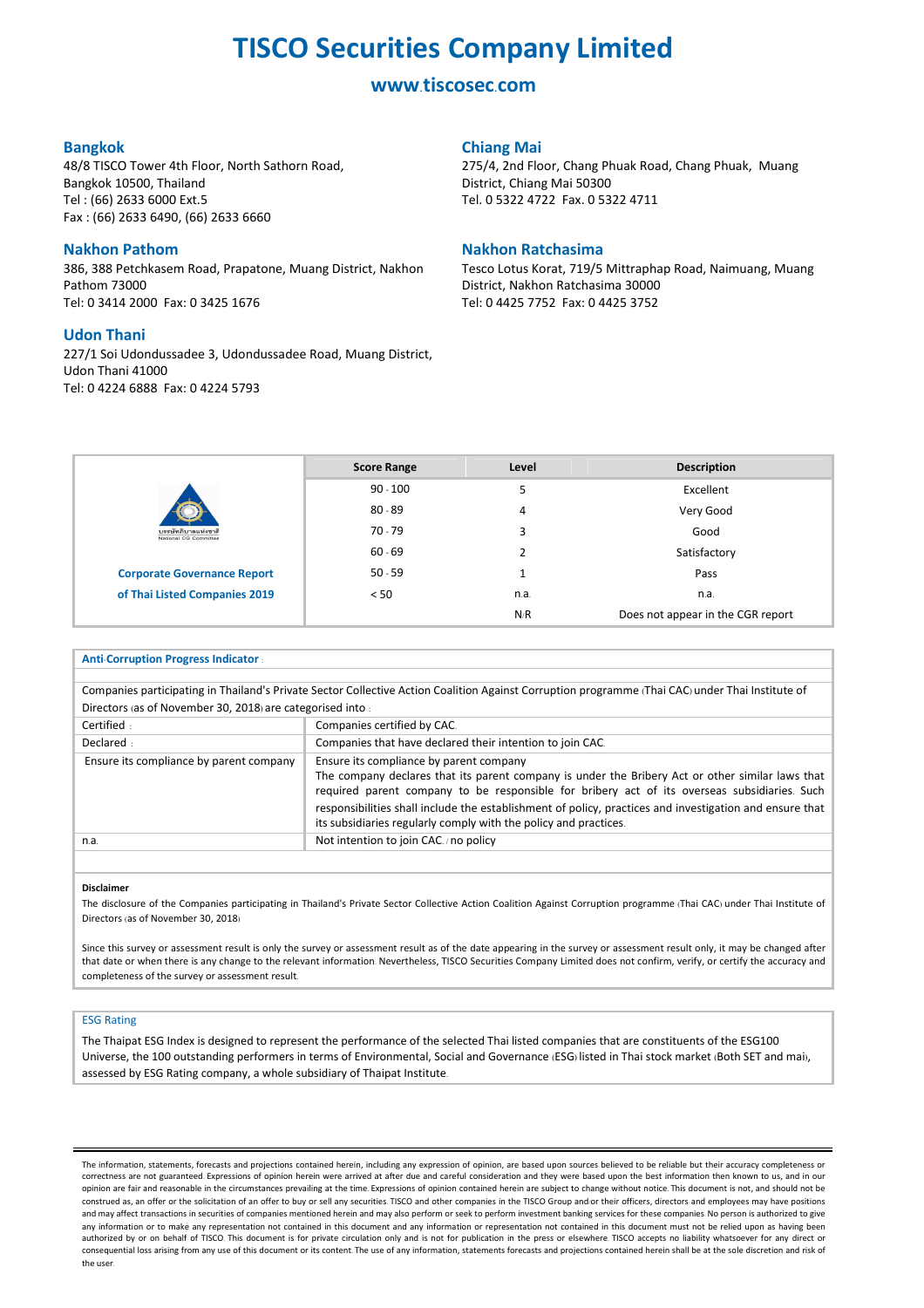# TISCO Securities Company Limited

## www.tiscosec.com

### Bangkok
48/8 TISCO Tower 4th Floor, North Sathorn Road,
Bangkok 10500, Thailand
Tel : (66) 2633 6000 Ext.5
Fax : (66) 2633 6490, (66) 2633 6660

### Chiang Mai
275/4, 2nd Floor, Chang Phuak Road, Chang Phuak, Muang District, Chiang Mai 50300
Tel. 0 5322 4722 Fax. 0 5322 4711

### Nakhon Pathom
386, 388 Petchkasem Road, Prapatone, Muang District, Nakhon Pathom 73000
Tel: 0 3414 2000 Fax: 0 3425 1676

### Nakhon Ratchasima
Tesco Lotus Korat, 719/5 Mittraphap Road, Naimuang, Muang District, Nakhon Ratchasima 30000
Tel: 0 4425 7752 Fax: 0 4425 3752

### Udon Thani
227/1 Soi Udondussadee 3, Udondussadee Road, Muang District, Udon Thani 41000
Tel: 0 4224 6888 Fax: 0 4224 5793

**Corporate Governance Report of Thai Listed Companies 2019**

| Score Range | Level | Description |
|---|---|---|
| 90 - 100 | 5 | Excellent |
| 80 - 89 | 4 | Very Good |
| 70 - 79 | 3 | Good |
| 60 - 69 | 2 | Satisfactory |
| 50 - 59 | 1 | Pass |
| < 50 | n.a. | n.a. |
| | N/R | Does not appear in the CGR report |

**Anti-Corruption Progress Indicator :**

Companies participating in Thailand's Private Sector Collective Action Coalition Against Corruption programme (Thai CAC) under Thai Institute of Directors (as of November 30, 2018) are categorised into :

| | |
|---|---|
| Certified : | Companies certified by CAC. |
| Declared : | Companies that have declared their intention to join CAC. |
| Ensure its compliance by parent company | Ensure its compliance by parent company<br>The company declares that its parent company is under the Bribery Act or other similar laws that required parent company to be responsible for bribery act of its overseas subsidiaries. Such responsibilities shall include the establishment of policy, practices and investigation and ensure that its subsidiaries regularly comply with the policy and practices. |
| n.a. | Not intention to join CAC. / no policy |

**Disclaimer**

The disclosure of the Companies participating in Thailand's Private Sector Collective Action Coalition Against Corruption programme (Thai CAC) under Thai Institute of Directors (as of November 30, 2018)

Since this survey or assessment result is only the survey or assessment result as of the date appearing in the survey or assessment result only, it may be changed after that date or when there is any change to the relevant information. Nevertheless, TISCO Securities Company Limited does not confirm, verify, or certify the accuracy and completeness of the survey or assessment result.

**ESG Rating**

The Thaipat ESG Index is designed to represent the performance of the selected Thai listed companies that are constituents of the ESG100 Universe, the 100 outstanding performers in terms of Environmental, Social and Governance (ESG) listed in Thai stock market (Both SET and mai), assessed by ESG Rating company, a whole subsidiary of Thaipat Institute.

The information, statements, forecasts and projections contained herein, including any expression of opinion, are based upon sources believed to be reliable but their accuracy completeness or correctness are not guaranteed. Expressions of opinion herein were arrived at after due and careful consideration and they were based upon the best information then known to us, and in our opinion are fair and reasonable in the circumstances prevailing at the time. Expressions of opinion contained herein are subject to change without notice. This document is not, and should not be construed as, an offer or the solicitation of an offer to buy or sell any securities. TISCO and other companies in the TISCO Group and/or their officers, directors and employees may have positions and may affect transactions in securities of companies mentioned herein and may also perform or seek to perform investment banking services for these companies. No person is authorized to give any information or to make any representation not contained in this document and any information or representation not contained in this document must not be relied upon as having been authorized by or on behalf of TISCO. This document is for private circulation only and is not for publication in the press or elsewhere. TISCO accepts no liability whatsoever for any direct or consequential loss arising from any use of this document or its content. The use of any information, statements forecasts and projections contained herein shall be at the sole discretion and risk of the user.